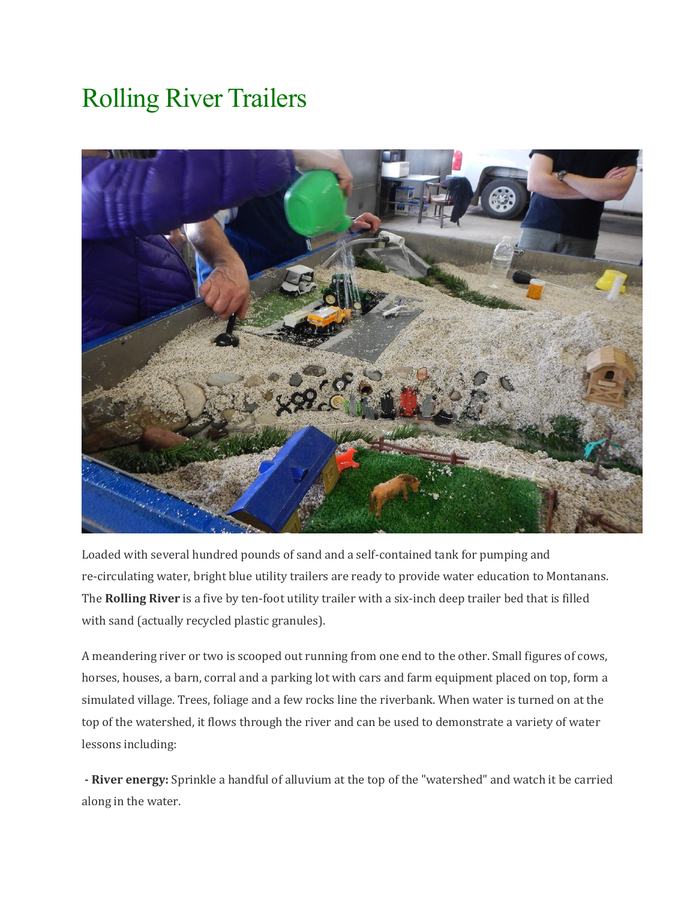# Rolling River Trailers

Loaded with several hundred pounds of sand and a self-contained tank for pumping and re-circulating water, bright blue utility trailers are ready to provide water education to Montanans. The **Rolling River** is a five by ten-foot utility trailer with a six-inch deep trailer bed that is filled with sand (actually recycled plastic granules).

A meandering river or two is scooped out running from one end to the other. Small figures of cows, horses, houses, a barn, corral and a parking lot with cars and farm equipment placed on top, form a simulated village. Trees, foliage and a few rocks line the riverbank. When water is turned on at the top of the watershed, it flows through the river and can be used to demonstrate a variety of water lessons including:

- **River energy:** Sprinkle a handful of alluvium at the top of the "watershed" and watch it be carried along in the water.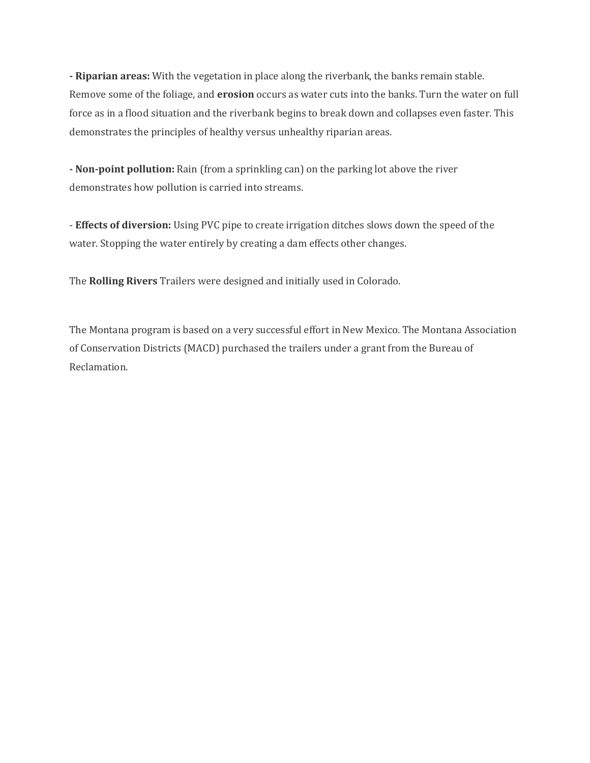**- Riparian areas:** With the vegetation in place along the riverbank, the banks remain stable. Remove some of the foliage, and **erosion** occurs as water cuts into the banks. Turn the water on full force as in a flood situation and the riverbank begins to break down and collapses even faster. This demonstrates the principles of healthy versus unhealthy riparian areas.

**- Non-point pollution:** Rain (from a sprinkling can) on the parking lot above the river demonstrates how pollution is carried into streams.

- **Effects of diversion:** Using PVC pipe to create irrigation ditches slows down the speed of the water. Stopping the water entirely by creating a dam effects other changes.

The **Rolling Rivers** Trailers were designed and initially used in Colorado.

The Montana program is based on a very successful effort in New Mexico. The Montana Association of Conservation Districts (MACD) purchased the trailers under a grant from the Bureau of Reclamation.